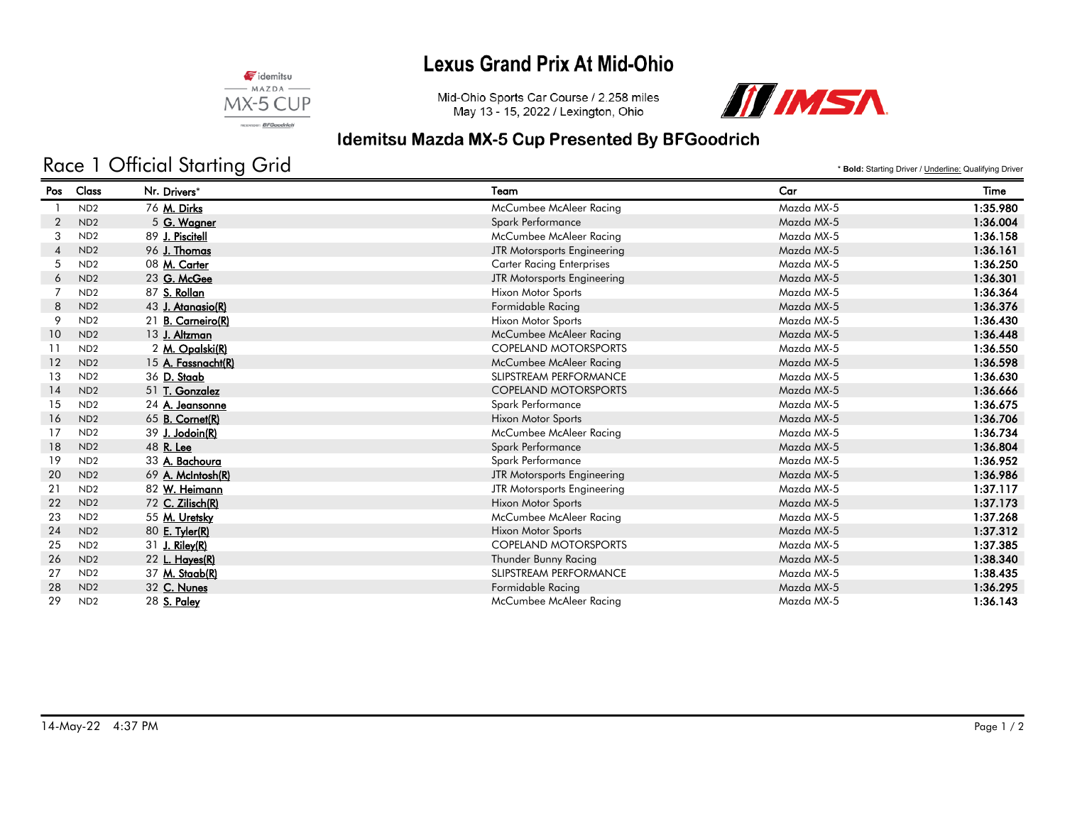# Lexus Grand Prix At Mid-Ohio

Mid-Ohio Sports Car Course / 2.258 miles
May 13 - 15, 2022 / Lexington, Ohio

## Idemitsu Mazda MX-5 Cup Presented By BFGoodrich

## Race 1 Official Starting Grid

\* **Bold:** Starting Driver / Underline: Qualifying Driver

| Pos | Class | Nr. | Drivers* | Team | Car | Time |
|---|---|---|---|---|---|---|
| 1 | ND2 | 76 | **M. Dirks** | McCumbee McAleer Racing | Mazda MX-5 | 1:35.980 |
| 2 | ND2 | 5 | **G. Wagner** | Spark Performance | Mazda MX-5 | 1:36.004 |
| 3 | ND2 | 89 | **J. Piscitell** | McCumbee McAleer Racing | Mazda MX-5 | 1:36.158 |
| 4 | ND2 | 96 | **J. Thomas** | JTR Motorsports Engineering | Mazda MX-5 | 1:36.161 |
| 5 | ND2 | 08 | **M. Carter** | Carter Racing Enterprises | Mazda MX-5 | 1:36.250 |
| 6 | ND2 | 23 | **G. McGee** | JTR Motorsports Engineering | Mazda MX-5 | 1:36.301 |
| 7 | ND2 | 87 | **S. Rollan** | Hixon Motor Sports | Mazda MX-5 | 1:36.364 |
| 8 | ND2 | 43 | **J. Atanasio(R)** | Formidable Racing | Mazda MX-5 | 1:36.376 |
| 9 | ND2 | 21 | **B. Carneiro(R)** | Hixon Motor Sports | Mazda MX-5 | 1:36.430 |
| 10 | ND2 | 13 | **J. Altzman** | McCumbee McAleer Racing | Mazda MX-5 | 1:36.448 |
| 11 | ND2 | 2 | **M. Opalski(R)** | COPELAND MOTORSPORTS | Mazda MX-5 | 1:36.550 |
| 12 | ND2 | 15 | **A. Fassnacht(R)** | McCumbee McAleer Racing | Mazda MX-5 | 1:36.598 |
| 13 | ND2 | 36 | **D. Staab** | SLIPSTREAM PERFORMANCE | Mazda MX-5 | 1:36.630 |
| 14 | ND2 | 51 | **T. Gonzalez** | COPELAND MOTORSPORTS | Mazda MX-5 | 1:36.666 |
| 15 | ND2 | 24 | **A. Jeansonne** | Spark Performance | Mazda MX-5 | 1:36.675 |
| 16 | ND2 | 65 | **B. Cornet(R)** | Hixon Motor Sports | Mazda MX-5 | 1:36.706 |
| 17 | ND2 | 39 | **J. Jodoin(R)** | McCumbee McAleer Racing | Mazda MX-5 | 1:36.734 |
| 18 | ND2 | 48 | **R. Lee** | Spark Performance | Mazda MX-5 | 1:36.804 |
| 19 | ND2 | 33 | **A. Bachoura** | Spark Performance | Mazda MX-5 | 1:36.952 |
| 20 | ND2 | 69 | **A. McIntosh(R)** | JTR Motorsports Engineering | Mazda MX-5 | 1:36.986 |
| 21 | ND2 | 82 | **W. Heimann** | JTR Motorsports Engineering | Mazda MX-5 | 1:37.117 |
| 22 | ND2 | 72 | **C. Zilisch(R)** | Hixon Motor Sports | Mazda MX-5 | 1:37.173 |
| 23 | ND2 | 55 | **M. Uretsky** | McCumbee McAleer Racing | Mazda MX-5 | 1:37.268 |
| 24 | ND2 | 80 | **E. Tyler(R)** | Hixon Motor Sports | Mazda MX-5 | 1:37.312 |
| 25 | ND2 | 31 | **J. Riley(R)** | COPELAND MOTORSPORTS | Mazda MX-5 | 1:37.385 |
| 26 | ND2 | 22 | **L. Hayes(R)** | Thunder Bunny Racing | Mazda MX-5 | 1:38.340 |
| 27 | ND2 | 37 | **M. Staab(R)** | SLIPSTREAM PERFORMANCE | Mazda MX-5 | 1:38.435 |
| 28 | ND2 | 32 | **C. Nunes** | Formidable Racing | Mazda MX-5 | 1:36.295 |
| 29 | ND2 | 28 | **S. Paley** | McCumbee McAleer Racing | Mazda MX-5 | 1:36.143 |

14-May-22 4:37 PM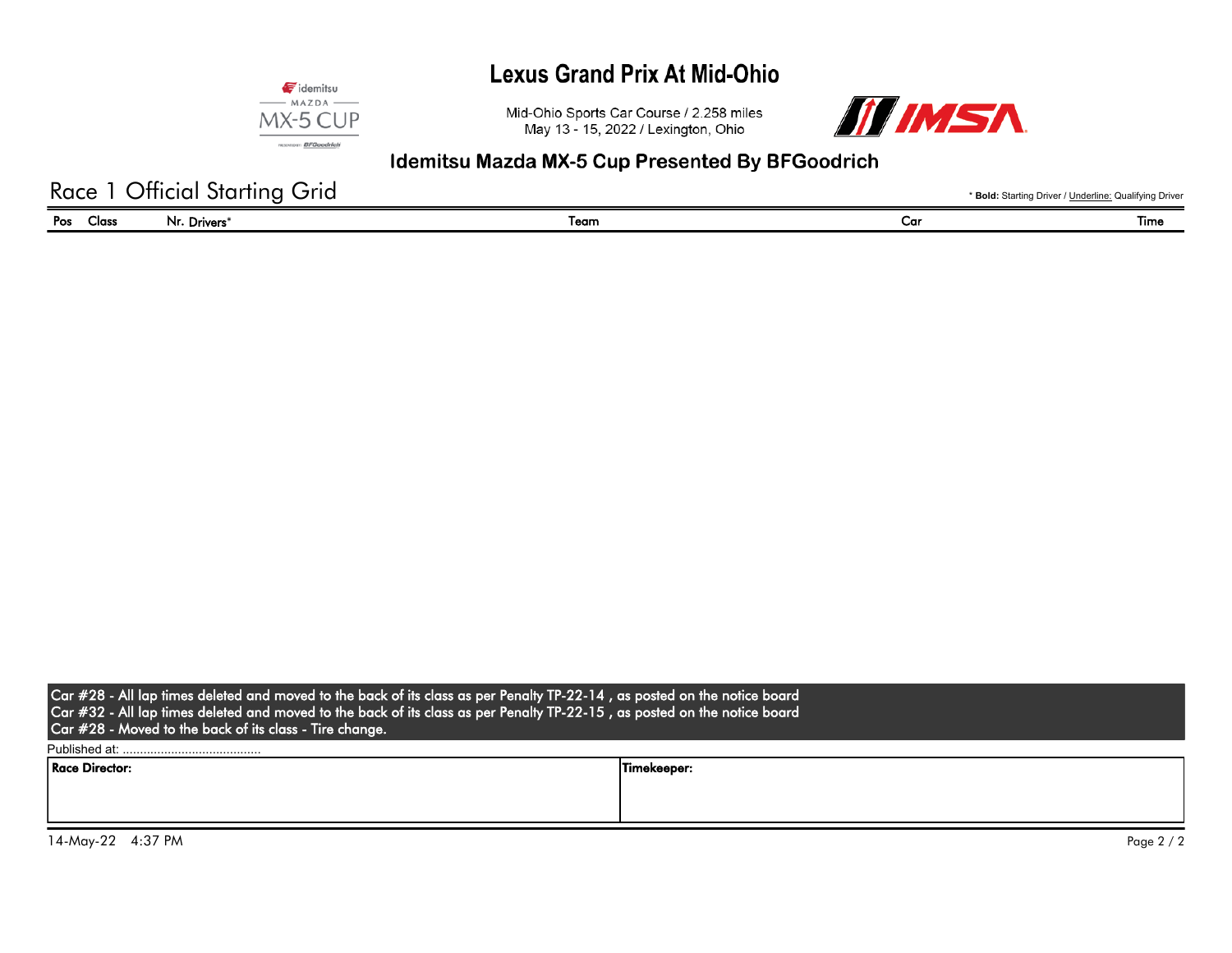# Lexus Grand Prix At Mid-Ohio

Mid-Ohio Sports Car Course / 2.258 miles
May 13 - 15, 2022 / Lexington, Ohio

## Idemitsu Mazda MX-5 Cup Presented By BFGoodrich

## Race 1 Official Starting Grid

\* **Bold:** Starting Driver / Underline: Qualifying Driver

| Pos | Class | Nr. Drivers* | Team | Car | Time |
|---|---|---|---|---|---|

Car #28 - All lap times deleted and moved to the back of its class as per Penalty TP-22-14 , as posted on the notice board
Car #32 - All lap times deleted and moved to the back of its class as per Penalty TP-22-15 , as posted on the notice board
Car #28 - Moved to the back of its class - Tire change.

Published at: ........................................

| Race Director: | Timekeeper: |
|---|---|
| | |

14-May-22 4:37 PM